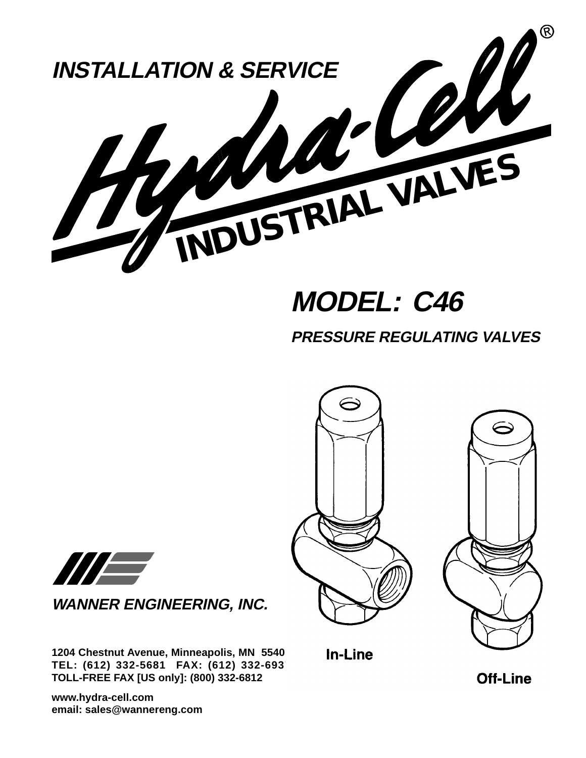# INSTALLATION & SERVICE

# Hydra-Cell®

## INDUSTRIAL VALVES

## MODEL: C46

### PRESSURE REGULATING VALVES

In-Line

Off-Line

**WANNER ENGINEERING, INC.**

**1204 Chestnut Avenue, Minneapolis, MN 5540**
**TEL: (612) 332-5681 FAX: (612) 332-693**
**TOLL-FREE FAX [US only]: (800) 332-6812**

**www.hydra-cell.com**
**email: sales@wannereng.com**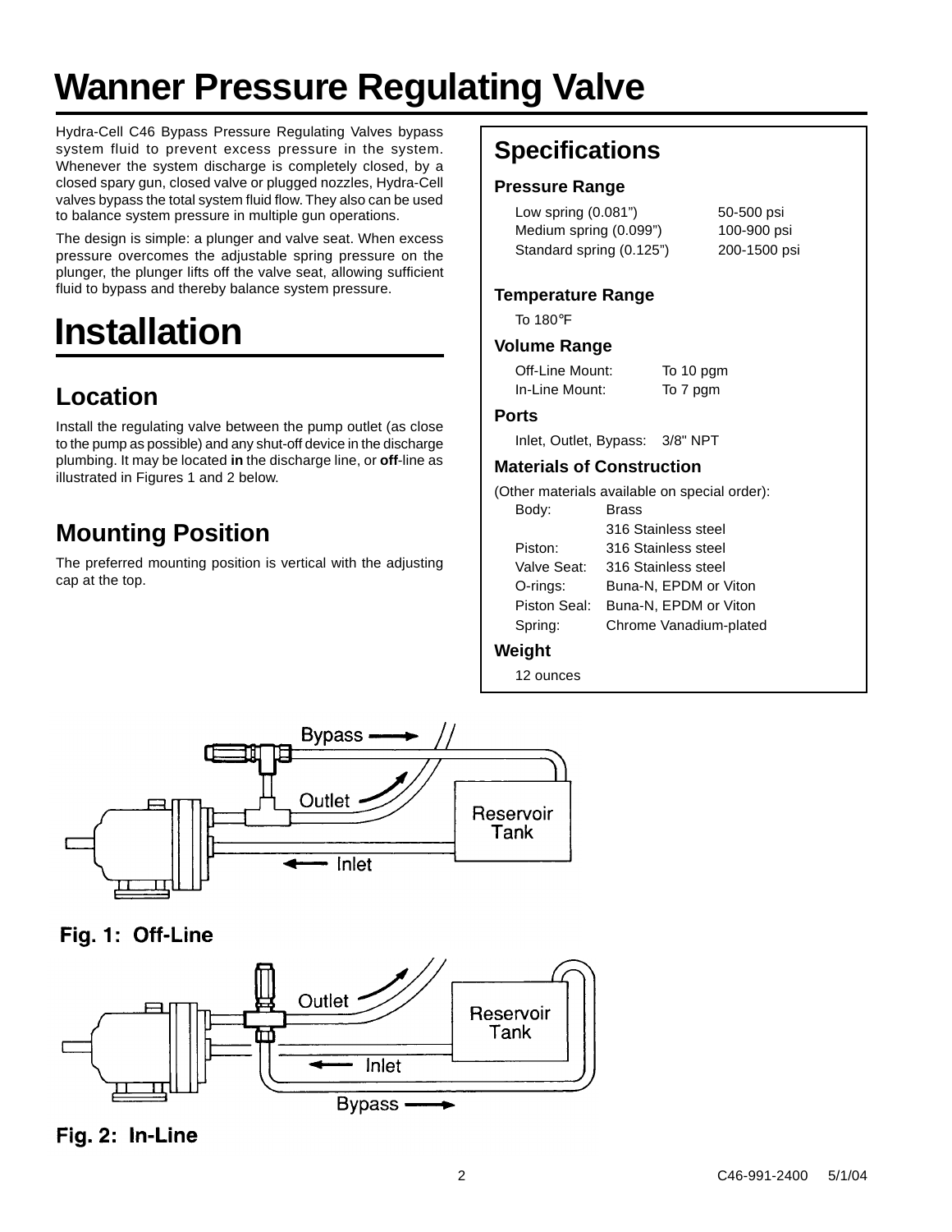# Wanner Pressure Regulating Valve

Hydra-Cell C46 Bypass Pressure Regulating Valves bypass system fluid to prevent excess pressure in the system. Whenever the system discharge is completely closed, by a closed spary gun, closed valve or plugged nozzles, Hydra-Cell valves bypass the total system fluid flow. They also can be used to balance system pressure in multiple gun operations.

The design is simple: a plunger and valve seat. When excess pressure overcomes the adjustable spring pressure on the plunger, the plunger lifts off the valve seat, allowing sufficient fluid to bypass and thereby balance system pressure.

# Installation

## Location

Install the regulating valve between the pump outlet (as close to the pump as possible) and any shut-off device in the discharge plumbing. It may be located **in** the discharge line, or **off**-line as illustrated in Figures 1 and 2 below.

## Mounting Position

The preferred mounting position is vertical with the adjusting cap at the top.

## Specifications

### Pressure Range

| | |
|---|---|
| Low spring (0.081") | 50-500 psi |
| Medium spring (0.099") | 100-900 psi |
| Standard spring (0.125") | 200-1500 psi |

### Temperature Range

To 180°F

### Volume Range

| | |
|---|---|
| Off-Line Mount: | To 10 pgm |
| In-Line Mount: | To 7 pgm |

### Ports

Inlet, Outlet, Bypass: 3/8" NPT

### Materials of Construction

(Other materials available on special order):

| | |
|---|---|
| Body: | Brass |
| | 316 Stainless steel |
| Piston: | 316 Stainless steel |
| Valve Seat: | 316 Stainless steel |
| O-rings: | Buna-N, EPDM or Viton |
| Piston Seal: | Buna-N, EPDM or Viton |
| Spring: | Chrome Vanadium-plated |

### Weight

12 ounces

Bypass
Outlet
Reservoir Tank
Inlet

**Fig. 1: Off-Line**

Outlet
Reservoir Tank
Inlet
Bypass

**Fig. 2: In-Line**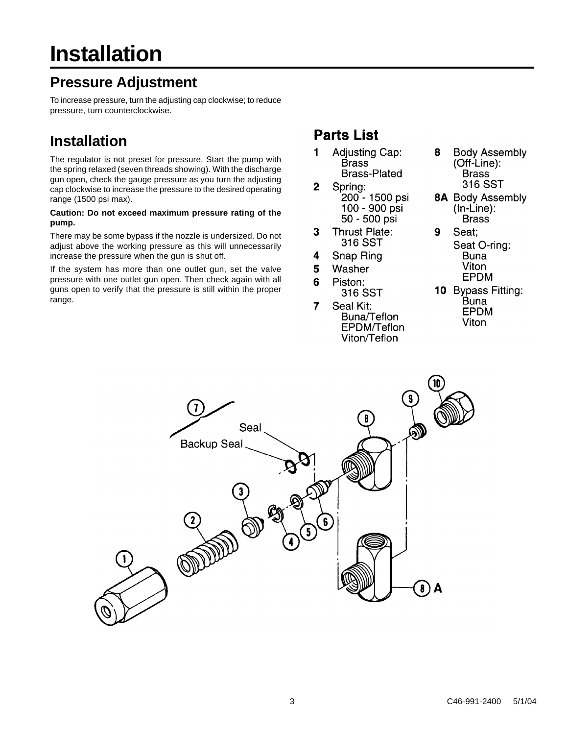# Installation

## Pressure Adjustment

To increase pressure, turn the adjusting cap clockwise; to reduce pressure, turn counterclockwise.

## Installation

The regulator is not preset for pressure. Start the pump with the spring relaxed (seven threads showing). With the discharge gun open, check the gauge pressure as you turn the adjusting cap clockwise to increase the pressure to the desired operating range (1500 psi max).

**Caution: Do not exceed maximum pressure rating of the pump.**

There may be some bypass if the nozzle is undersized. Do not adjust above the working pressure as this will unnecessarily increase the pressure when the gun is shut off.

If the system has more than one outlet gun, set the valve pressure with one outlet gun open. Then check again with all guns open to verify that the pressure is still within the proper range.

## Parts List

**1** Adjusting Cap:
- Brass
- Brass-Plated

**2** Spring:
- 200 - 1500 psi
- 100 - 900 psi
- 50 - 500 psi

**3** Thrust Plate:
- 316 SST

**4** Snap Ring

**5** Washer

**6** Piston:
- 316 SST

**7** Seal Kit:
- Buna/Teflon
- EPDM/Teflon
- Viton/Teflon

**8** Body Assembly (Off-Line):
- Brass
- 316 SST

**8A** Body Assembly (In-Line):
- Brass

**9** Seat;

Seat O-ring:
- Buna
- Viton
- EPDM

**10** Bypass Fitting:
- Buna
- EPDM
- Viton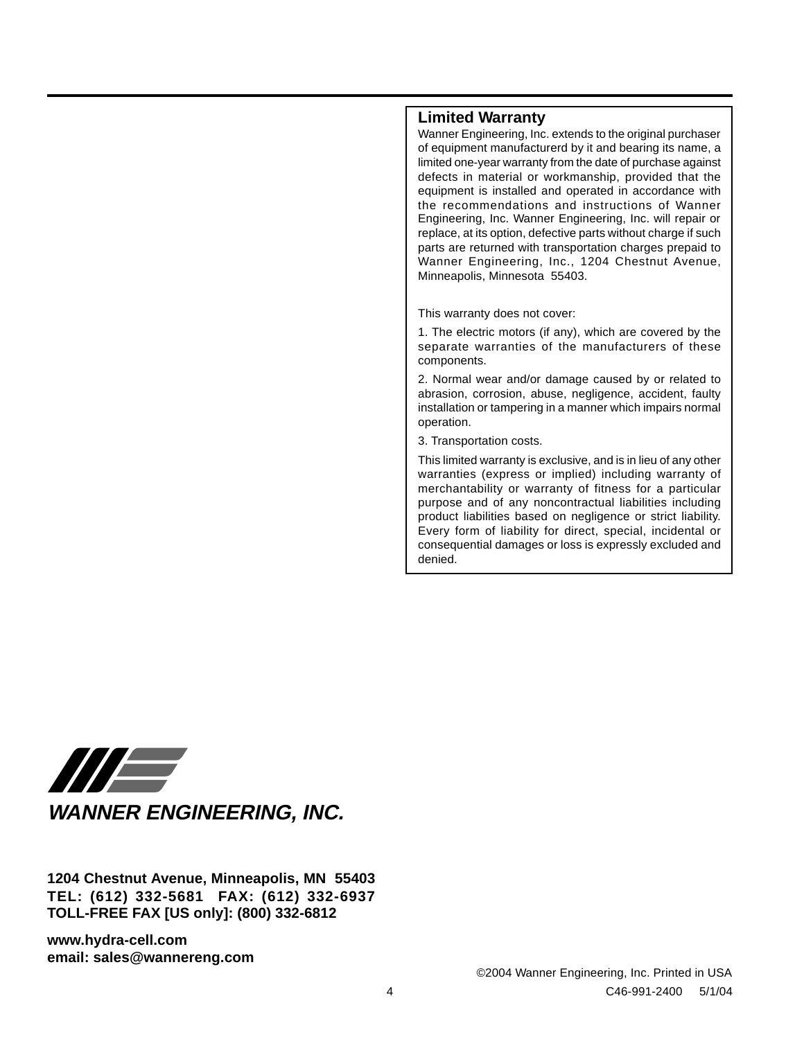## Limited Warranty

Wanner Engineering, Inc. extends to the original purchaser of equipment manufacturerd by it and bearing its name, a limited one-year warranty from the date of purchase against defects in material or workmanship, provided that the equipment is installed and operated in accordance with the recommendations and instructions of Wanner Engineering, Inc. Wanner Engineering, Inc. will repair or replace, at its option, defective parts without charge if such parts are returned with transportation charges prepaid to Wanner Engineering, Inc., 1204 Chestnut Avenue, Minneapolis, Minnesota 55403.

This warranty does not cover:

1. The electric motors (if any), which are covered by the separate warranties of the manufacturers of these components.

2. Normal wear and/or damage caused by or related to abrasion, corrosion, abuse, negligence, accident, faulty installation or tampering in a manner which impairs normal operation.

3. Transportation costs.

This limited warranty is exclusive, and is in lieu of any other warranties (express or implied) including warranty of merchantability or warranty of fitness for a particular purpose and of any noncontractual liabilities including product liabilities based on negligence or strict liability. Every form of liability for direct, special, incidental or consequential damages or loss is expressly excluded and denied.

***WANNER ENGINEERING, INC.***

**1204 Chestnut Avenue, Minneapolis, MN 55403**
**TEL: (612) 332-5681 FAX: (612) 332-6937**
**TOLL-FREE FAX [US only]: (800) 332-6812**

**www.hydra-cell.com**
**email: sales@wannereng.com**

©2004 Wanner Engineering, Inc. Printed in USA

C46-991-2400 5/1/04